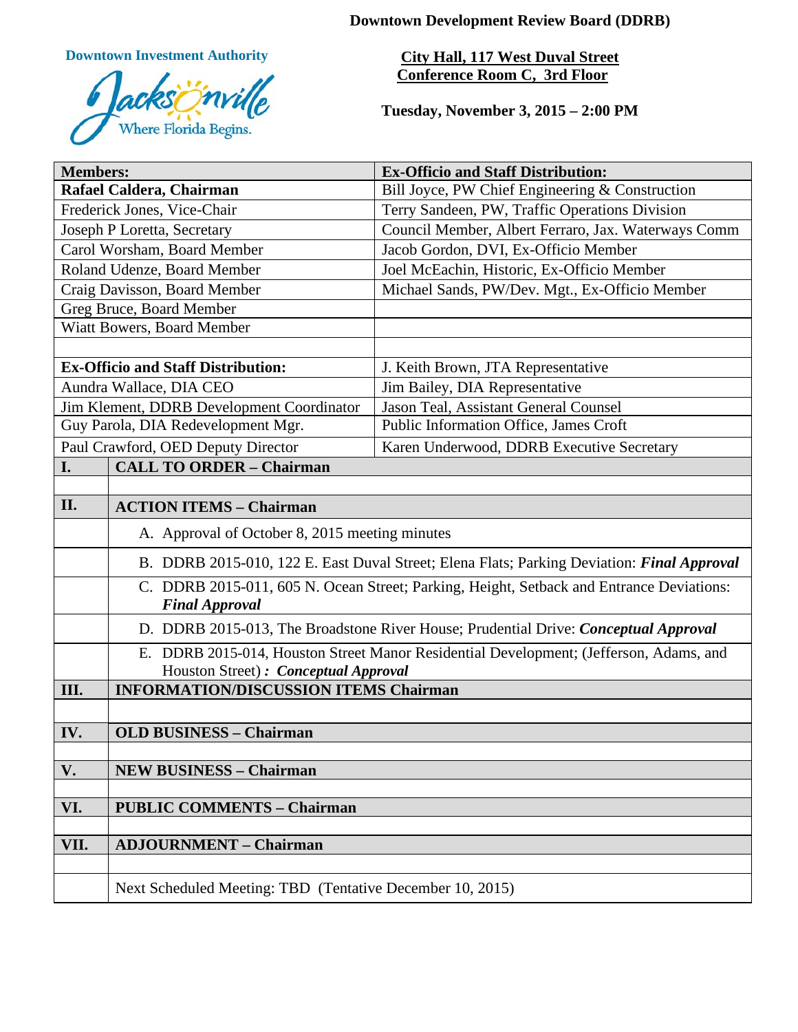# Downtown Development Review Board (DDRB)

**Downtown Investment Authority**

Jacksonville — Where Florida Begins.

**City Hall, 117 West Duval Street**
**Conference Room C, 3rd Floor**

**Tuesday, November 3, 2015 – 2:00 PM**

| **Members:** | **Ex-Officio and Staff Distribution:** |
|---|---|
| **Rafael Caldera, Chairman** | Bill Joyce, PW Chief Engineering & Construction |
| Frederick Jones, Vice-Chair | Terry Sandeen, PW, Traffic Operations Division |
| Joseph P Loretta, Secretary | Council Member, Albert Ferraro, Jax. Waterways Comm |
| Carol Worsham, Board Member | Jacob Gordon, DVI, Ex-Officio Member |
| Roland Udenze, Board Member | Joel McEachin, Historic, Ex-Officio Member |
| Craig Davisson, Board Member | Michael Sands, PW/Dev. Mgt., Ex-Officio Member |
| Greg Bruce, Board Member | |
| Wiatt Bowers, Board Member | |
| | |
| **Ex-Officio and Staff Distribution:** | J. Keith Brown, JTA Representative |
| Aundra Wallace, DIA CEO | Jim Bailey, DIA Representative |
| Jim Klement, DDRB Development Coordinator | Jason Teal, Assistant General Counsel |
| Guy Parola, DIA Redevelopment Mgr. | Public Information Office, James Croft |
| Paul Crawford, OED Deputy Director | Karen Underwood, DDRB Executive Secretary |

| | |
|---|---|
| **I.** | **CALL TO ORDER – Chairman** |
| | |
| **II.** | **ACTION ITEMS – Chairman** |
| | A. Approval of October 8, 2015 meeting minutes |
| | B. DDRB 2015-010, 122 E. East Duval Street; Elena Flats; Parking Deviation: ***Final Approval*** |
| | C. DDRB 2015-011, 605 N. Ocean Street; Parking, Height, Setback and Entrance Deviations: ***Final Approval*** |
| | D. DDRB 2015-013, The Broadstone River House; Prudential Drive: ***Conceptual Approval*** |
| | E. DDRB 2015-014, Houston Street Manor Residential Development; (Jefferson, Adams, and Houston Street) ***: Conceptual Approval*** |
| **III.** | **INFORMATION/DISCUSSION ITEMS Chairman** |
| | |
| **IV.** | **OLD BUSINESS – Chairman** |
| | |
| **V.** | **NEW BUSINESS – Chairman** |
| | |
| **VI.** | **PUBLIC COMMENTS – Chairman** |
| | |
| **VII.** | **ADJOURNMENT – Chairman** |
| | |
| | Next Scheduled Meeting: TBD (Tentative December 10, 2015) |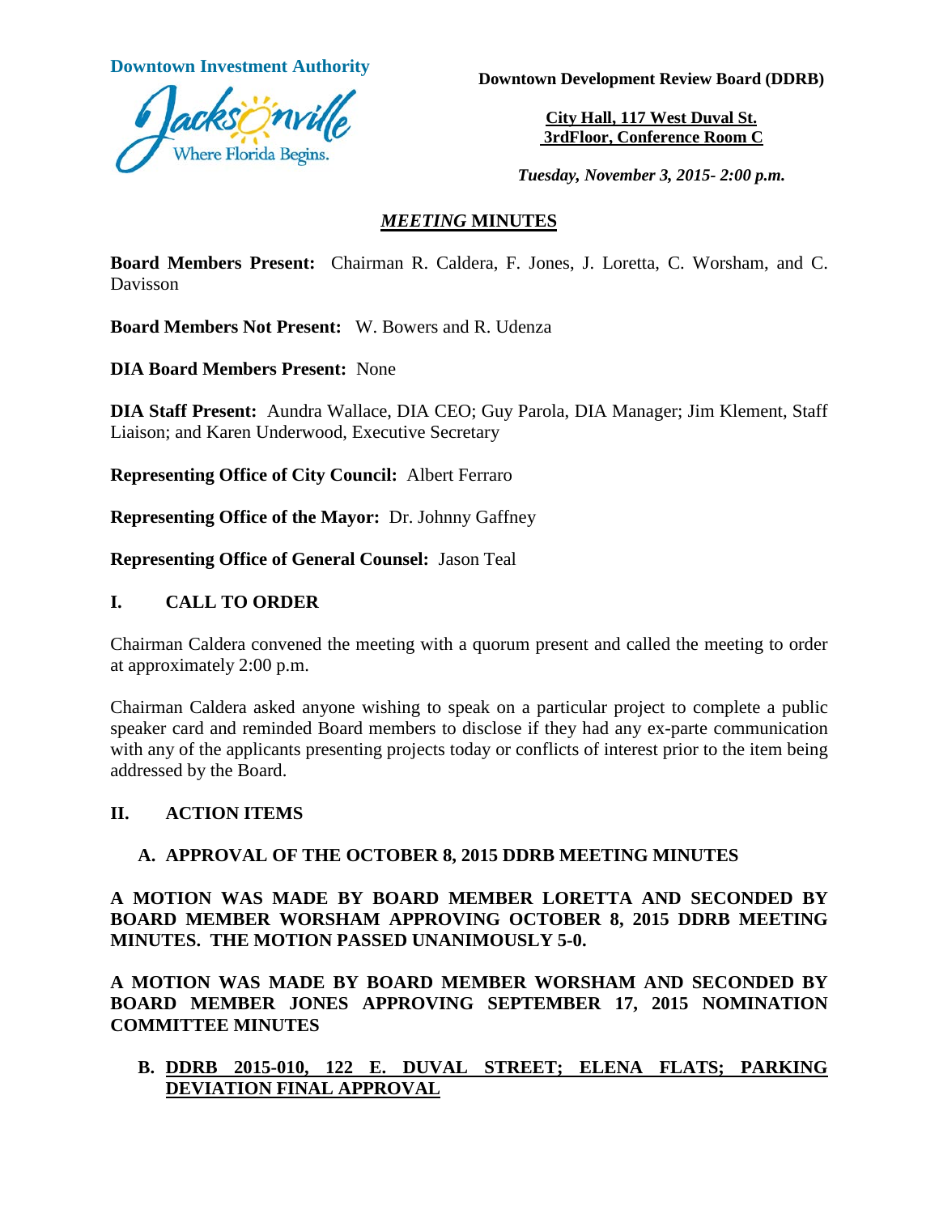Downtown Investment Authority

Downtown Development Review Board (DDRB)

**City Hall, 117 West Duval St.**
**3rdFloor, Conference Room C**

***Tuesday, November 3, 2015- 2:00 p.m.***

## *MEETING* MINUTES

**Board Members Present:** Chairman R. Caldera, F. Jones, J. Loretta, C. Worsham, and C. Davisson

**Board Members Not Present:** W. Bowers and R. Udenza

**DIA Board Members Present:** None

**DIA Staff Present:** Aundra Wallace, DIA CEO; Guy Parola, DIA Manager; Jim Klement, Staff Liaison; and Karen Underwood, Executive Secretary

**Representing Office of City Council:** Albert Ferraro

**Representing Office of the Mayor:** Dr. Johnny Gaffney

**Representing Office of General Counsel:** Jason Teal

## I. CALL TO ORDER

Chairman Caldera convened the meeting with a quorum present and called the meeting to order at approximately 2:00 p.m.

Chairman Caldera asked anyone wishing to speak on a particular project to complete a public speaker card and reminded Board members to disclose if they had any ex-parte communication with any of the applicants presenting projects today or conflicts of interest prior to the item being addressed by the Board.

## II. ACTION ITEMS

### A. APPROVAL OF THE OCTOBER 8, 2015 DDRB MEETING MINUTES

**A MOTION WAS MADE BY BOARD MEMBER LORETTA AND SECONDED BY BOARD MEMBER WORSHAM APPROVING OCTOBER 8, 2015 DDRB MEETING MINUTES. THE MOTION PASSED UNANIMOUSLY 5-0.**

**A MOTION WAS MADE BY BOARD MEMBER WORSHAM AND SECONDED BY BOARD MEMBER JONES APPROVING SEPTEMBER 17, 2015 NOMINATION COMMITTEE MINUTES**

### B. DDRB 2015-010, 122 E. DUVAL STREET; ELENA FLATS; PARKING DEVIATION FINAL APPROVAL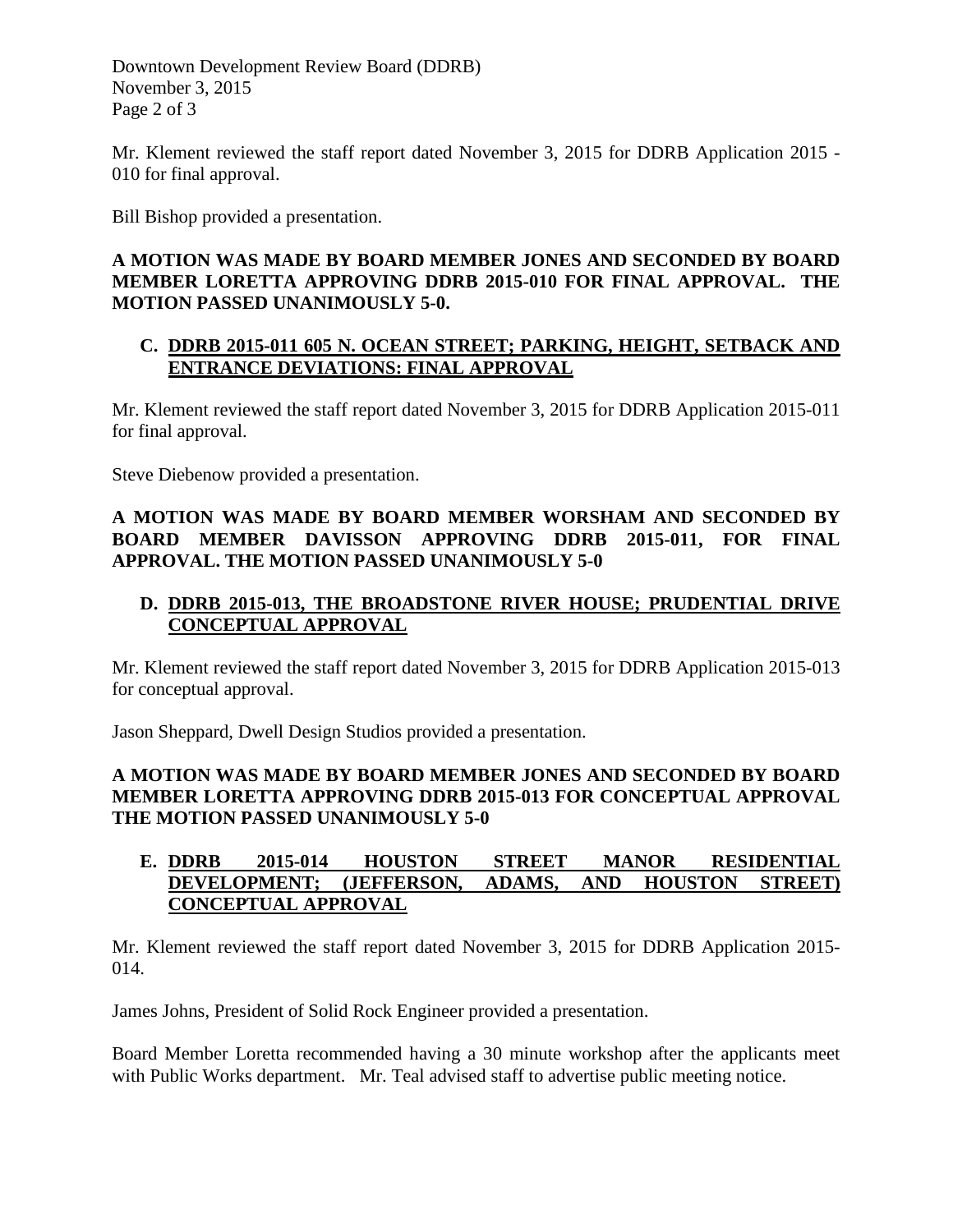Mr. Klement reviewed the staff report dated November 3, 2015 for DDRB Application 2015 - 010 for final approval.

Bill Bishop provided a presentation.

**A MOTION WAS MADE BY BOARD MEMBER JONES AND SECONDED BY BOARD MEMBER LORETTA APPROVING DDRB 2015-010 FOR FINAL APPROVAL. THE MOTION PASSED UNANIMOUSLY 5-0.**

**C. DDRB 2015-011 605 N. OCEAN STREET; PARKING, HEIGHT, SETBACK AND ENTRANCE DEVIATIONS: FINAL APPROVAL**

Mr. Klement reviewed the staff report dated November 3, 2015 for DDRB Application 2015-011 for final approval.

Steve Diebenow provided a presentation.

**A MOTION WAS MADE BY BOARD MEMBER WORSHAM AND SECONDED BY BOARD MEMBER DAVISSON APPROVING DDRB 2015-011, FOR FINAL APPROVAL. THE MOTION PASSED UNANIMOUSLY 5-0**

**D. DDRB 2015-013, THE BROADSTONE RIVER HOUSE; PRUDENTIAL DRIVE CONCEPTUAL APPROVAL**

Mr. Klement reviewed the staff report dated November 3, 2015 for DDRB Application 2015-013 for conceptual approval.

Jason Sheppard, Dwell Design Studios provided a presentation.

**A MOTION WAS MADE BY BOARD MEMBER JONES AND SECONDED BY BOARD MEMBER LORETTA APPROVING DDRB 2015-013 FOR CONCEPTUAL APPROVAL THE MOTION PASSED UNANIMOUSLY 5-0**

**E. DDRB 2015-014 HOUSTON STREET MANOR RESIDENTIAL DEVELOPMENT; (JEFFERSON, ADAMS, AND HOUSTON STREET) CONCEPTUAL APPROVAL**

Mr. Klement reviewed the staff report dated November 3, 2015 for DDRB Application 2015-014.

James Johns, President of Solid Rock Engineer provided a presentation.

Board Member Loretta recommended having a 30 minute workshop after the applicants meet with Public Works department. Mr. Teal advised staff to advertise public meeting notice.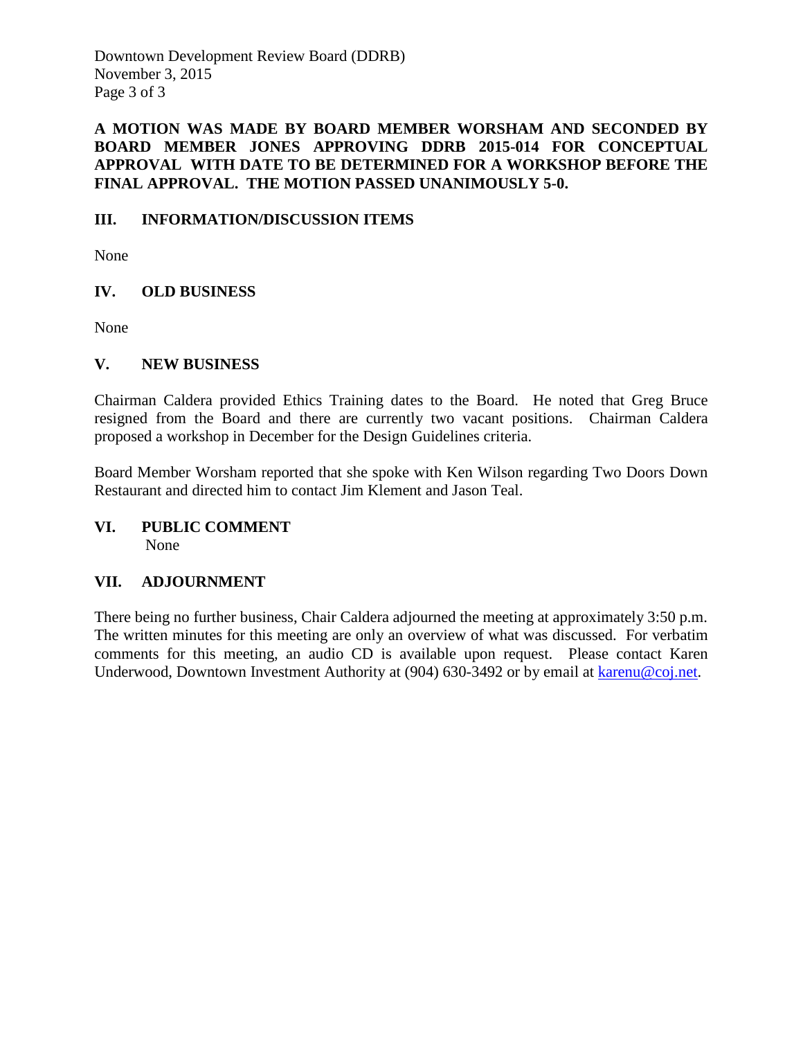**A MOTION WAS MADE BY BOARD MEMBER WORSHAM AND SECONDED BY BOARD MEMBER JONES APPROVING DDRB 2015-014 FOR CONCEPTUAL APPROVAL WITH DATE TO BE DETERMINED FOR A WORKSHOP BEFORE THE FINAL APPROVAL. THE MOTION PASSED UNANIMOUSLY 5-0.**

## III. INFORMATION/DISCUSSION ITEMS

None

## IV. OLD BUSINESS

None

## V. NEW BUSINESS

Chairman Caldera provided Ethics Training dates to the Board. He noted that Greg Bruce resigned from the Board and there are currently two vacant positions. Chairman Caldera proposed a workshop in December for the Design Guidelines criteria.

Board Member Worsham reported that she spoke with Ken Wilson regarding Two Doors Down Restaurant and directed him to contact Jim Klement and Jason Teal.

## VI. PUBLIC COMMENT

None

## VII. ADJOURNMENT

There being no further business, Chair Caldera adjourned the meeting at approximately 3:50 p.m. The written minutes for this meeting are only an overview of what was discussed. For verbatim comments for this meeting, an audio CD is available upon request. Please contact Karen Underwood, Downtown Investment Authority at (904) 630-3492 or by email at karenu@coj.net.